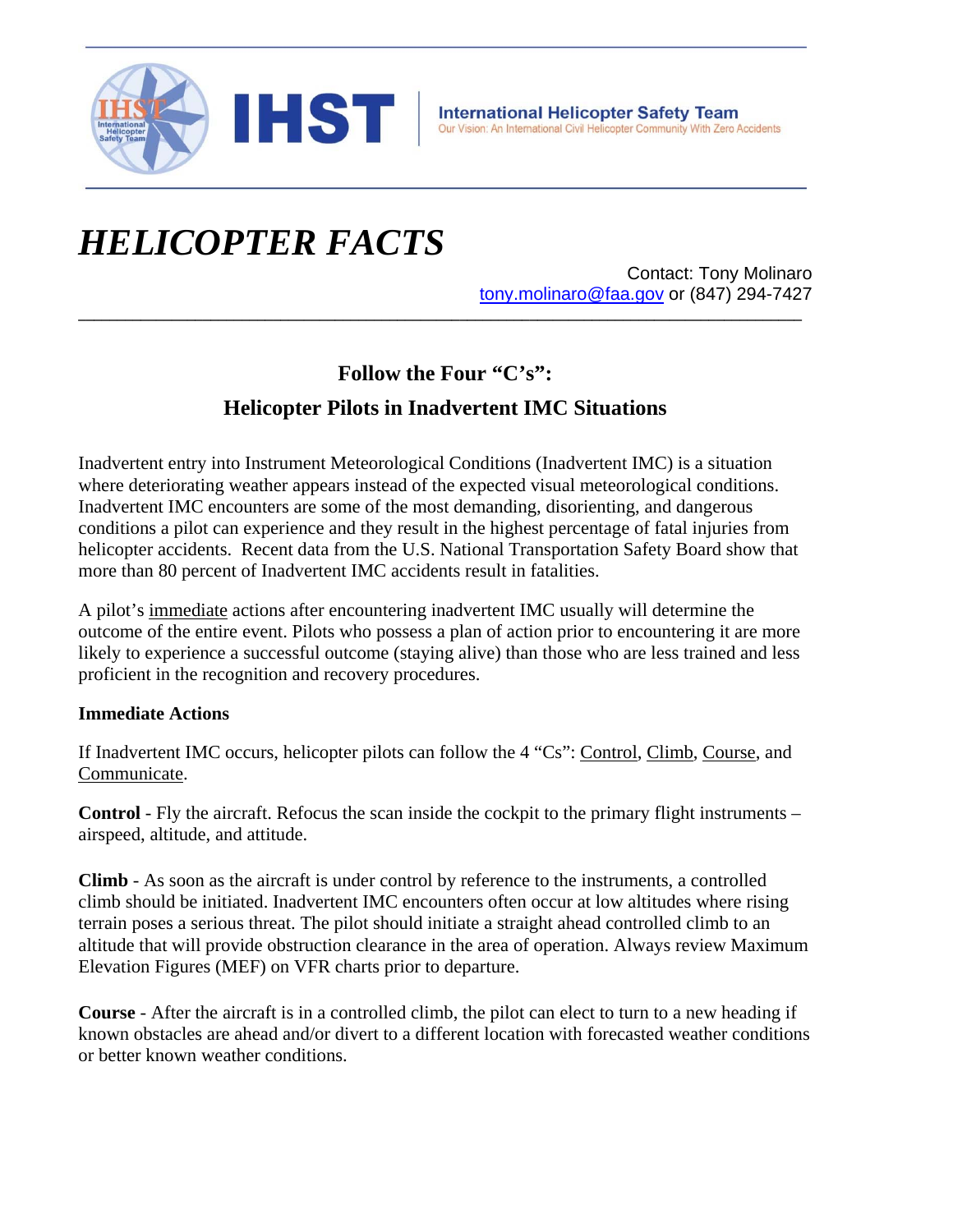**IHST** | **International Helicopter Safety Team**
Our Vision: An International Civil Helicopter Community With Zero Accidents

# *HELICOPTER FACTS*

Contact: Tony Molinaro
tony.molinaro@faa.gov or (847) 294-7427

---

## Follow the Four "C's":
## Helicopter Pilots in Inadvertent IMC Situations

Inadvertent entry into Instrument Meteorological Conditions (Inadvertent IMC) is a situation where deteriorating weather appears instead of the expected visual meteorological conditions. Inadvertent IMC encounters are some of the most demanding, disorienting, and dangerous conditions a pilot can experience and they result in the highest percentage of fatal injuries from helicopter accidents. Recent data from the U.S. National Transportation Safety Board show that more than 80 percent of Inadvertent IMC accidents result in fatalities.

A pilot's immediate actions after encountering inadvertent IMC usually will determine the outcome of the entire event. Pilots who possess a plan of action prior to encountering it are more likely to experience a successful outcome (staying alive) than those who are less trained and less proficient in the recognition and recovery procedures.

**Immediate Actions**

If Inadvertent IMC occurs, helicopter pilots can follow the 4 "Cs": Control, Climb, Course, and Communicate.

**Control** - Fly the aircraft. Refocus the scan inside the cockpit to the primary flight instruments – airspeed, altitude, and attitude.

**Climb** - As soon as the aircraft is under control by reference to the instruments, a controlled climb should be initiated. Inadvertent IMC encounters often occur at low altitudes where rising terrain poses a serious threat. The pilot should initiate a straight ahead controlled climb to an altitude that will provide obstruction clearance in the area of operation. Always review Maximum Elevation Figures (MEF) on VFR charts prior to departure.

**Course** - After the aircraft is in a controlled climb, the pilot can elect to turn to a new heading if known obstacles are ahead and/or divert to a different location with forecasted weather conditions or better known weather conditions.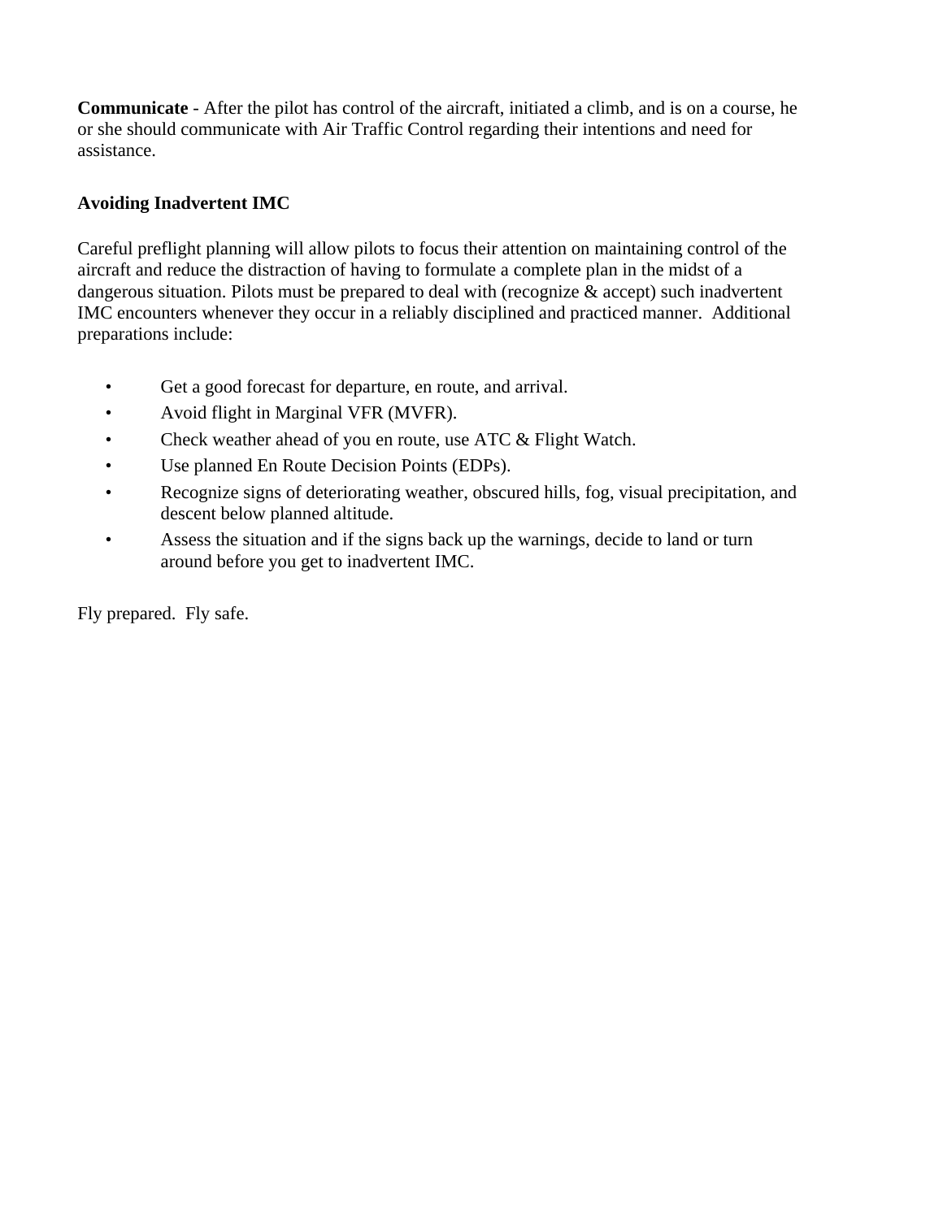**Communicate** - After the pilot has control of the aircraft, initiated a climb, and is on a course, he or she should communicate with Air Traffic Control regarding their intentions and need for assistance.

**Avoiding Inadvertent IMC**

Careful preflight planning will allow pilots to focus their attention on maintaining control of the aircraft and reduce the distraction of having to formulate a complete plan in the midst of a dangerous situation. Pilots must be prepared to deal with (recognize & accept) such inadvertent IMC encounters whenever they occur in a reliably disciplined and practiced manner. Additional preparations include:

- Get a good forecast for departure, en route, and arrival.
- Avoid flight in Marginal VFR (MVFR).
- Check weather ahead of you en route, use ATC & Flight Watch.
- Use planned En Route Decision Points (EDPs).
- Recognize signs of deteriorating weather, obscured hills, fog, visual precipitation, and descent below planned altitude.
- Assess the situation and if the signs back up the warnings, decide to land or turn around before you get to inadvertent IMC.

Fly prepared. Fly safe.